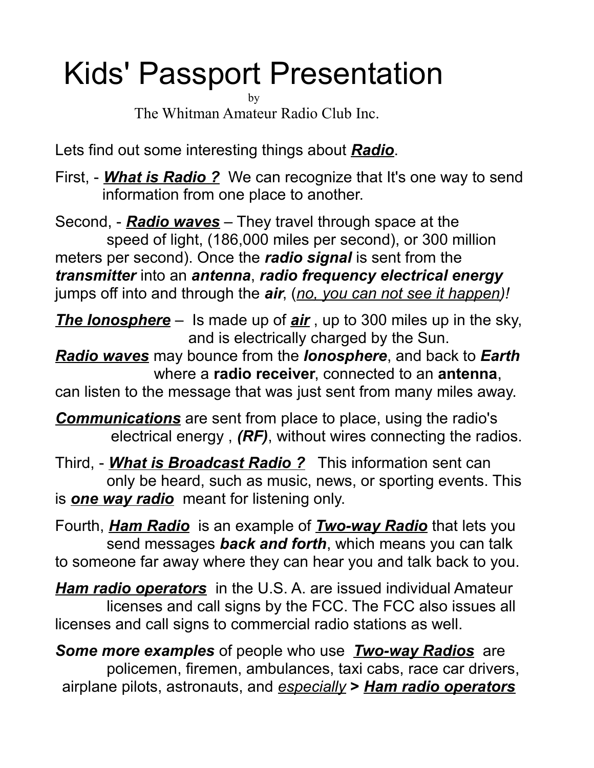# Kids' Passport Presentation

by

The Whitman Amateur Radio Club Inc.

Lets find out some interesting things about ***Radio***.

First, - ***What is Radio ?*** We can recognize that It's one way to send information from one place to another.

Second, - ***Radio waves*** – They travel through space at the speed of light, (186,000 miles per second), or 300 million meters per second). Once the ***radio signal*** is sent from the ***transmitter*** into an ***antenna***, ***radio frequency electrical energy*** jumps off into and through the ***air***, (*no, you can not see it happen*)*!*

***The Ionosphere*** – Is made up of ***air*** , up to 300 miles up in the sky, and is electrically charged by the Sun.

***Radio waves*** may bounce from the ***Ionosphere***, and back to ***Earth*** where a **radio receiver**, connected to an **antenna**, can listen to the message that was just sent from many miles away.

***Communications*** are sent from place to place, using the radio's electrical energy , ***(RF)***, without wires connecting the radios.

Third, - ***What is Broadcast Radio ?*** This information sent can only be heard, such as music, news, or sporting events. This is ***one way radio*** meant for listening only.

Fourth, ***Ham Radio*** is an example of ***Two-way Radio*** that lets you send messages ***back and forth***, which means you can talk to someone far away where they can hear you and talk back to you.

***Ham radio operators*** in the U.S. A. are issued individual Amateur licenses and call signs by the FCC. The FCC also issues all licenses and call signs to commercial radio stations as well.

***Some more examples*** of people who use ***Two-way Radios*** are policemen, firemen, ambulances, taxi cabs, race car drivers, airplane pilots, astronauts, and *especially* **>** ***Ham radio operators***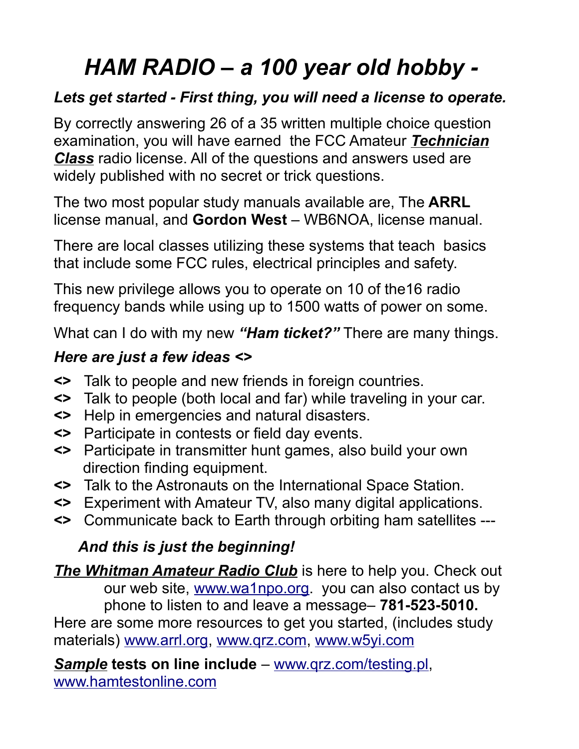# *HAM RADIO – a 100 year old hobby -*

### ***Lets get started - First thing, you will need a license to operate.***

By correctly answering 26 of a 35 written multiple choice question examination, you will have earned the FCC Amateur ***Technician Class*** radio license. All of the questions and answers used are widely published with no secret or trick questions.

The two most popular study manuals available are, The **ARRL** license manual, and **Gordon West** – WB6NOA, license manual.

There are local classes utilizing these systems that teach basics that include some FCC rules, electrical principles and safety.

This new privilege allows you to operate on 10 of the16 radio frequency bands while using up to 1500 watts of power on some.

What can I do with my new ***"Ham ticket?"*** There are many things.

### ***Here are just a few ideas <>***

- **<>** Talk to people and new friends in foreign countries.
- **<>** Talk to people (both local and far) while traveling in your car.
- **<>** Help in emergencies and natural disasters.
- **<>** Participate in contests or field day events.
- **<>** Participate in transmitter hunt games, also build your own direction finding equipment.
- **<>** Talk to the Astronauts on the International Space Station.
- **<>** Experiment with Amateur TV, also many digital applications.
- **<>** Communicate back to Earth through orbiting ham satellites ---

***And this is just the beginning!***

***The Whitman Amateur Radio Club*** is here to help you. Check out our web site, www.wa1npo.org. you can also contact us by phone to listen to and leave a message– **781-523-5010.**
Here are some more resources to get you started, (includes study materials) www.arrl.org, www.qrz.com, www.w5yi.com

***Sample* tests on line include** – www.qrz.com/testing.pl, www.hamtestonline.com